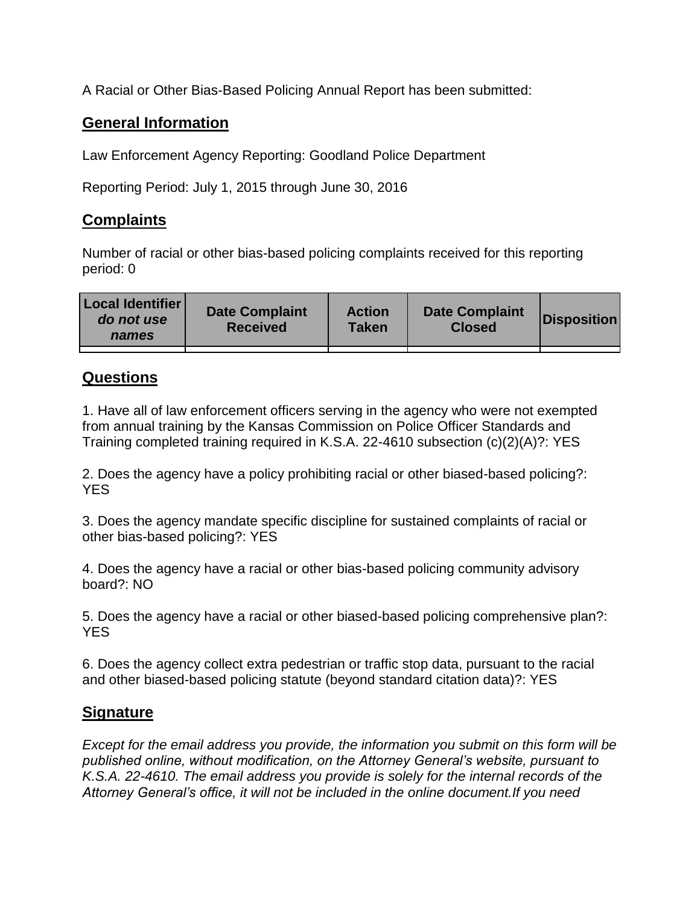A Racial or Other Bias-Based Policing Annual Report has been submitted:

## General Information

Law Enforcement Agency Reporting: Goodland Police Department

Reporting Period: July 1, 2015 through June 30, 2016

## Complaints

Number of racial or other bias-based policing complaints received for this reporting period: 0

| Local Identifier *do not use names* | Date Complaint Received | Action Taken | Date Complaint Closed | Disposition |
|---|---|---|---|---|
| | | | | |

## Questions

1. Have all of law enforcement officers serving in the agency who were not exempted from annual training by the Kansas Commission on Police Officer Standards and Training completed training required in K.S.A. 22-4610 subsection (c)(2)(A)?: YES

2. Does the agency have a policy prohibiting racial or other biased-based policing?: YES

3. Does the agency mandate specific discipline for sustained complaints of racial or other bias-based policing?: YES

4. Does the agency have a racial or other bias-based policing community advisory board?: NO

5. Does the agency have a racial or other biased-based policing comprehensive plan?: YES

6. Does the agency collect extra pedestrian or traffic stop data, pursuant to the racial and other biased-based policing statute (beyond standard citation data)?: YES

## Signature

*Except for the email address you provide, the information you submit on this form will be published online, without modification, on the Attorney General's website, pursuant to K.S.A. 22-4610. The email address you provide is solely for the internal records of the Attorney General's office, it will not be included in the online document.If you need*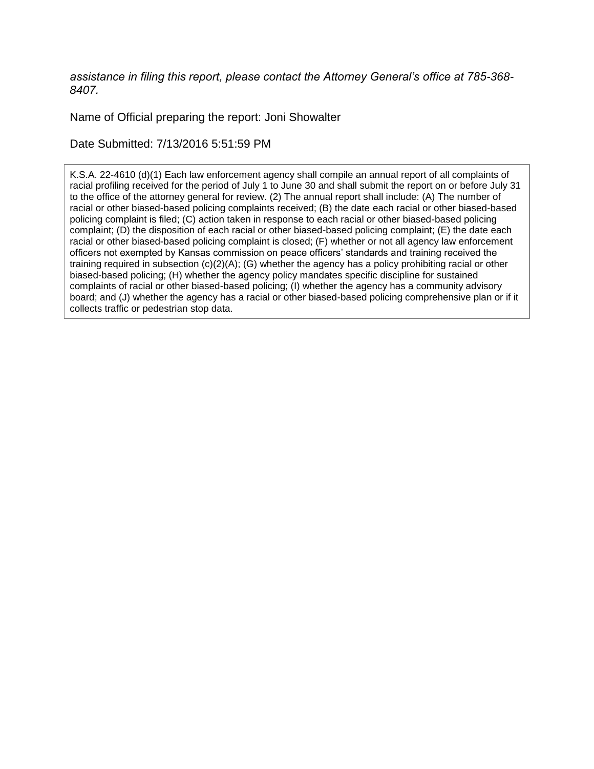*assistance in filing this report, please contact the Attorney General's office at 785-368-8407.*

Name of Official preparing the report: Joni Showalter

Date Submitted: 7/13/2016 5:51:59 PM

K.S.A. 22-4610 (d)(1) Each law enforcement agency shall compile an annual report of all complaints of racial profiling received for the period of July 1 to June 30 and shall submit the report on or before July 31 to the office of the attorney general for review. (2) The annual report shall include: (A) The number of racial or other biased-based policing complaints received; (B) the date each racial or other biased-based policing complaint is filed; (C) action taken in response to each racial or other biased-based policing complaint; (D) the disposition of each racial or other biased-based policing complaint; (E) the date each racial or other biased-based policing complaint is closed; (F) whether or not all agency law enforcement officers not exempted by Kansas commission on peace officers' standards and training received the training required in subsection (c)(2)(A); (G) whether the agency has a policy prohibiting racial or other biased-based policing; (H) whether the agency policy mandates specific discipline for sustained complaints of racial or other biased-based policing; (I) whether the agency has a community advisory board; and (J) whether the agency has a racial or other biased-based policing comprehensive plan or if it collects traffic or pedestrian stop data.